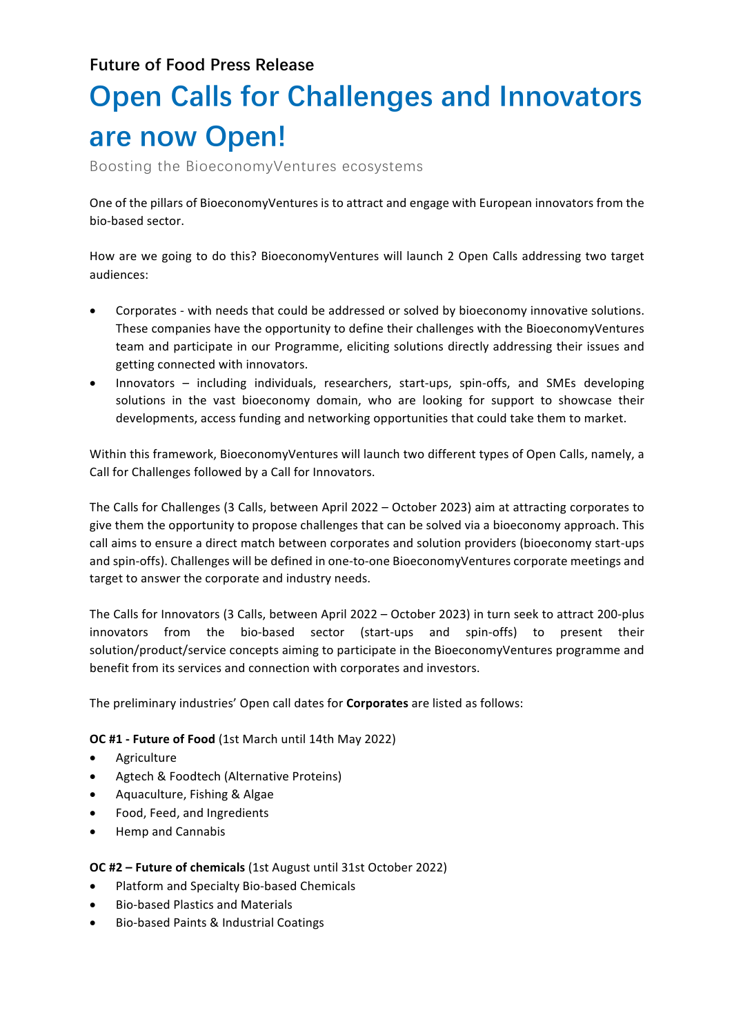Future of Food Press Release

# Open Calls for Challenges and Innovators are now Open!

Boosting the BioeconomyVentures ecosystems

One of the pillars of BioeconomyVentures is to attract and engage with European innovators from the bio-based sector.

How are we going to do this? BioeconomyVentures will launch 2 Open Calls addressing two target audiences:

- Corporates - with needs that could be addressed or solved by bioeconomy innovative solutions. These companies have the opportunity to define their challenges with the BioeconomyVentures team and participate in our Programme, eliciting solutions directly addressing their issues and getting connected with innovators.
- Innovators – including individuals, researchers, start-ups, spin-offs, and SMEs developing solutions in the vast bioeconomy domain, who are looking for support to showcase their developments, access funding and networking opportunities that could take them to market.

Within this framework, BioeconomyVentures will launch two different types of Open Calls, namely, a Call for Challenges followed by a Call for Innovators.

The Calls for Challenges (3 Calls, between April 2022 – October 2023) aim at attracting corporates to give them the opportunity to propose challenges that can be solved via a bioeconomy approach. This call aims to ensure a direct match between corporates and solution providers (bioeconomy start-ups and spin-offs). Challenges will be defined in one-to-one BioeconomyVentures corporate meetings and target to answer the corporate and industry needs.

The Calls for Innovators (3 Calls, between April 2022 – October 2023) in turn seek to attract 200-plus innovators from the bio-based sector (start-ups and spin-offs) to present their solution/product/service concepts aiming to participate in the BioeconomyVentures programme and benefit from its services and connection with corporates and investors.

The preliminary industries' Open call dates for **Corporates** are listed as follows:

**OC #1 - Future of Food** (1st March until 14th May 2022)

- Agriculture
- Agtech & Foodtech (Alternative Proteins)
- Aquaculture, Fishing & Algae
- Food, Feed, and Ingredients
- Hemp and Cannabis

**OC #2 – Future of chemicals** (1st August until 31st October 2022)

- Platform and Specialty Bio-based Chemicals
- Bio-based Plastics and Materials
- Bio-based Paints & Industrial Coatings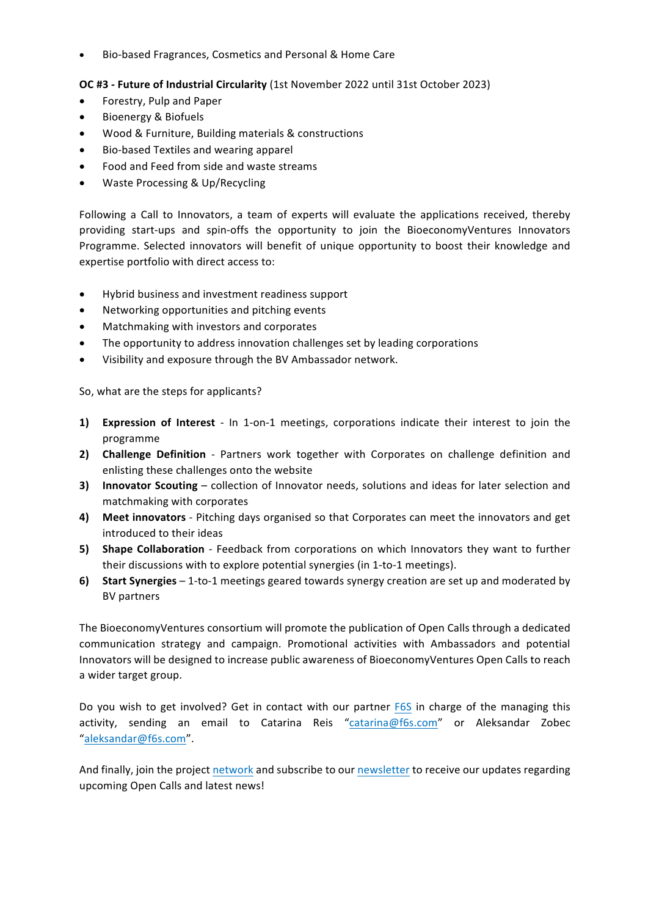- Bio-based Fragrances, Cosmetics and Personal & Home Care

**OC #3 - Future of Industrial Circularity** (1st November 2022 until 31st October 2023)

- Forestry, Pulp and Paper
- Bioenergy & Biofuels
- Wood & Furniture, Building materials & constructions
- Bio-based Textiles and wearing apparel
- Food and Feed from side and waste streams
- Waste Processing & Up/Recycling

Following a Call to Innovators, a team of experts will evaluate the applications received, thereby providing start-ups and spin-offs the opportunity to join the BioeconomyVentures Innovators Programme. Selected innovators will benefit of unique opportunity to boost their knowledge and expertise portfolio with direct access to:

- Hybrid business and investment readiness support
- Networking opportunities and pitching events
- Matchmaking with investors and corporates
- The opportunity to address innovation challenges set by leading corporations
- Visibility and exposure through the BV Ambassador network.

So, what are the steps for applicants?

1) **Expression of Interest** - In 1-on-1 meetings, corporations indicate their interest to join the programme
2) **Challenge Definition** - Partners work together with Corporates on challenge definition and enlisting these challenges onto the website
3) **Innovator Scouting** – collection of Innovator needs, solutions and ideas for later selection and matchmaking with corporates
4) **Meet innovators** - Pitching days organised so that Corporates can meet the innovators and get introduced to their ideas
5) **Shape Collaboration** - Feedback from corporations on which Innovators they want to further their discussions with to explore potential synergies (in 1-to-1 meetings).
6) **Start Synergies** – 1-to-1 meetings geared towards synergy creation are set up and moderated by BV partners

The BioeconomyVentures consortium will promote the publication of Open Calls through a dedicated communication strategy and campaign. Promotional activities with Ambassadors and potential Innovators will be designed to increase public awareness of BioeconomyVentures Open Calls to reach a wider target group.

Do you wish to get involved? Get in contact with our partner F6S in charge of the managing this activity, sending an email to Catarina Reis "catarina@f6s.com" or Aleksandar Zobec "aleksandar@f6s.com".

And finally, join the project network and subscribe to our newsletter to receive our updates regarding upcoming Open Calls and latest news!